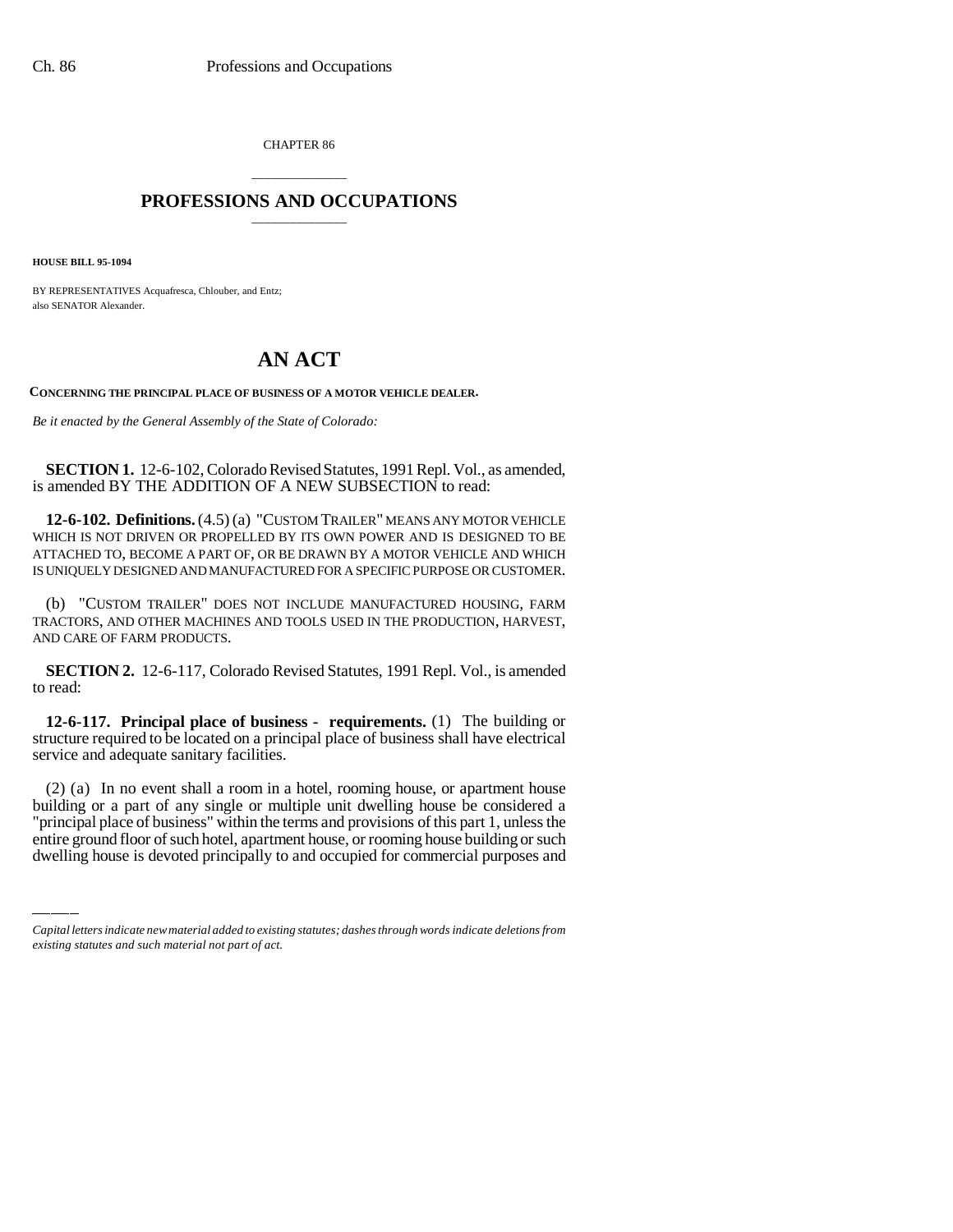CHAPTER 86

# PROFESSIONS AND OCCUPATIONS

**HOUSE BILL 95-1094**

BY REPRESENTATIVES Acquafresca, Chlouber, and Entz;
also SENATOR Alexander.

# AN ACT

**CONCERNING THE PRINCIPAL PLACE OF BUSINESS OF A MOTOR VEHICLE DEALER.**

*Be it enacted by the General Assembly of the State of Colorado:*

**SECTION 1.** 12-6-102, Colorado Revised Statutes, 1991 Repl. Vol., as amended, is amended BY THE ADDITION OF A NEW SUBSECTION to read:

**12-6-102. Definitions.** (4.5) (a) "CUSTOM TRAILER" MEANS ANY MOTOR VEHICLE WHICH IS NOT DRIVEN OR PROPELLED BY ITS OWN POWER AND IS DESIGNED TO BE ATTACHED TO, BECOME A PART OF, OR BE DRAWN BY A MOTOR VEHICLE AND WHICH IS UNIQUELY DESIGNED AND MANUFACTURED FOR A SPECIFIC PURPOSE OR CUSTOMER.

(b) "CUSTOM TRAILER" DOES NOT INCLUDE MANUFACTURED HOUSING, FARM TRACTORS, AND OTHER MACHINES AND TOOLS USED IN THE PRODUCTION, HARVEST, AND CARE OF FARM PRODUCTS.

**SECTION 2.** 12-6-117, Colorado Revised Statutes, 1991 Repl. Vol., is amended to read:

**12-6-117. Principal place of business - requirements.** (1) The building or structure required to be located on a principal place of business shall have electrical service and adequate sanitary facilities.

(2) (a) In no event shall a room in a hotel, rooming house, or apartment house building or a part of any single or multiple unit dwelling house be considered a "principal place of business" within the terms and provisions of this part 1, unless the entire ground floor of such hotel, apartment house, or rooming house building or such dwelling house is devoted principally to and occupied for commercial purposes and

*Capital letters indicate new material added to existing statutes; dashes through words indicate deletions from existing statutes and such material not part of act.*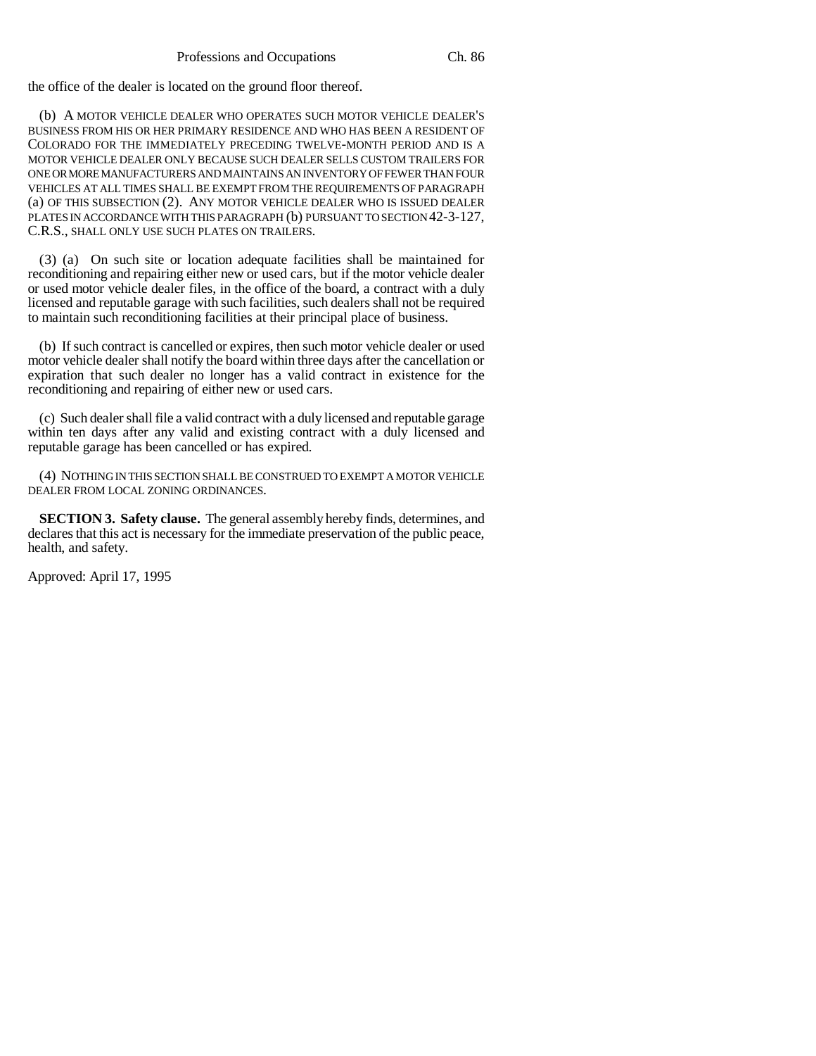the office of the dealer is located on the ground floor thereof.

(b) A MOTOR VEHICLE DEALER WHO OPERATES SUCH MOTOR VEHICLE DEALER'S BUSINESS FROM HIS OR HER PRIMARY RESIDENCE AND WHO HAS BEEN A RESIDENT OF COLORADO FOR THE IMMEDIATELY PRECEDING TWELVE-MONTH PERIOD AND IS A MOTOR VEHICLE DEALER ONLY BECAUSE SUCH DEALER SELLS CUSTOM TRAILERS FOR ONE OR MORE MANUFACTURERS AND MAINTAINS AN INVENTORY OF FEWER THAN FOUR VEHICLES AT ALL TIMES SHALL BE EXEMPT FROM THE REQUIREMENTS OF PARAGRAPH (a) OF THIS SUBSECTION (2). ANY MOTOR VEHICLE DEALER WHO IS ISSUED DEALER PLATES IN ACCORDANCE WITH THIS PARAGRAPH (b) PURSUANT TO SECTION 42-3-127, C.R.S., SHALL ONLY USE SUCH PLATES ON TRAILERS.

(3) (a) On such site or location adequate facilities shall be maintained for reconditioning and repairing either new or used cars, but if the motor vehicle dealer or used motor vehicle dealer files, in the office of the board, a contract with a duly licensed and reputable garage with such facilities, such dealers shall not be required to maintain such reconditioning facilities at their principal place of business.

(b) If such contract is cancelled or expires, then such motor vehicle dealer or used motor vehicle dealer shall notify the board within three days after the cancellation or expiration that such dealer no longer has a valid contract in existence for the reconditioning and repairing of either new or used cars.

(c) Such dealer shall file a valid contract with a duly licensed and reputable garage within ten days after any valid and existing contract with a duly licensed and reputable garage has been cancelled or has expired.

(4) NOTHING IN THIS SECTION SHALL BE CONSTRUED TO EXEMPT A MOTOR VEHICLE DEALER FROM LOCAL ZONING ORDINANCES.

**SECTION 3. Safety clause.** The general assembly hereby finds, determines, and declares that this act is necessary for the immediate preservation of the public peace, health, and safety.

Approved: April 17, 1995